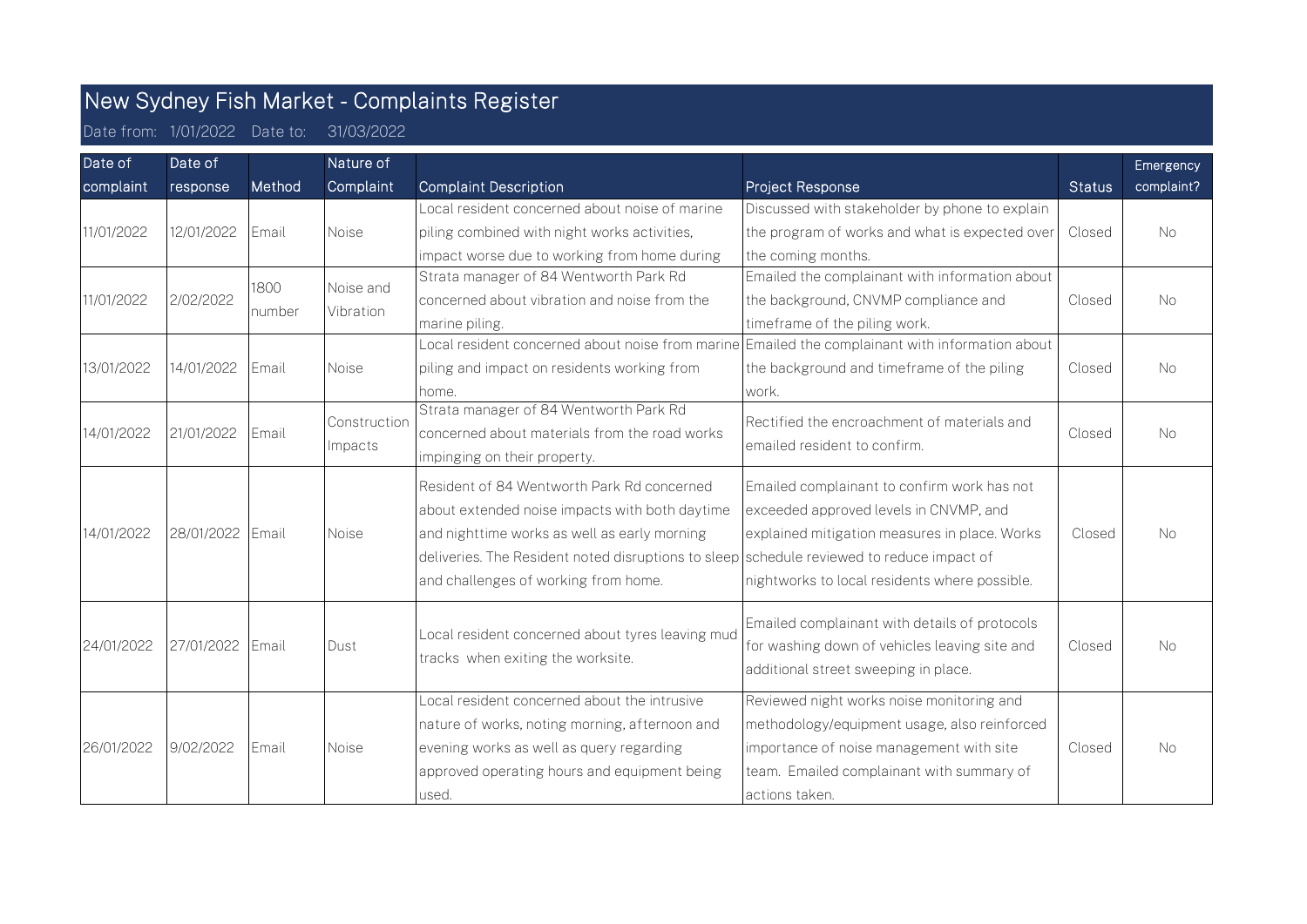# New Sydney Fish Market - Complaints Register

Date from: 1/01/2022 Date to: 31/03/2022

| Date of complaint | Date of response | Method | Nature of Complaint | Complaint Description | Project Response | Status | Emergency complaint? |
|---|---|---|---|---|---|---|---|
| 11/01/2022 | 12/01/2022 | Email | Noise | Local resident concerned about noise of marine piling combined with night works activities, impact worse due to working from home during | Discussed with stakeholder by phone to explain the program of works and what is expected over the coming months. | Closed | No |
| 11/01/2022 | 2/02/2022 | 1800 number | Noise and Vibration | Strata manager of 84 Wentworth Park Rd concerned about vibration and noise from the marine piling. | Emailed the complainant with information about the background, CNVMP compliance and timeframe of the piling work. | Closed | No |
| 13/01/2022 | 14/01/2022 | Email | Noise | Local resident concerned about noise from marine piling and impact on residents working from home. | Emailed the complainant with information about the background and timeframe of the piling work. | Closed | No |
| 14/01/2022 | 21/01/2022 | Email | Construction Impacts | Strata manager of 84 Wentworth Park Rd concerned about materials from the road works impinging on their property. | Rectified the encroachment of materials and emailed resident to confirm. | Closed | No |
| 14/01/2022 | 28/01/2022 | Email | Noise | Resident of 84 Wentworth Park Rd concerned about extended noise impacts with both daytime and nighttime works as well as early morning deliveries. The Resident noted disruptions to sleep and challenges of working from home. | Emailed complainant to confirm work has not exceeded approved levels in CNVMP, and explained mitigation measures in place. Works schedule reviewed to reduce impact of nightworks to local residents where possible. | Closed | No |
| 24/01/2022 | 27/01/2022 | Email | Dust | Local resident concerned about tyres leaving mud tracks when exiting the worksite. | Emailed complainant with details of protocols for washing down of vehicles leaving site and additional street sweeping in place. | Closed | No |
| 26/01/2022 | 9/02/2022 | Email | Noise | Local resident concerned about the intrusive nature of works, noting morning, afternoon and evening works as well as query regarding approved operating hours and equipment being used. | Reviewed night works noise monitoring and methodology/equipment usage, also reinforced importance of noise management with site team. Emailed complainant with summary of actions taken. | Closed | No |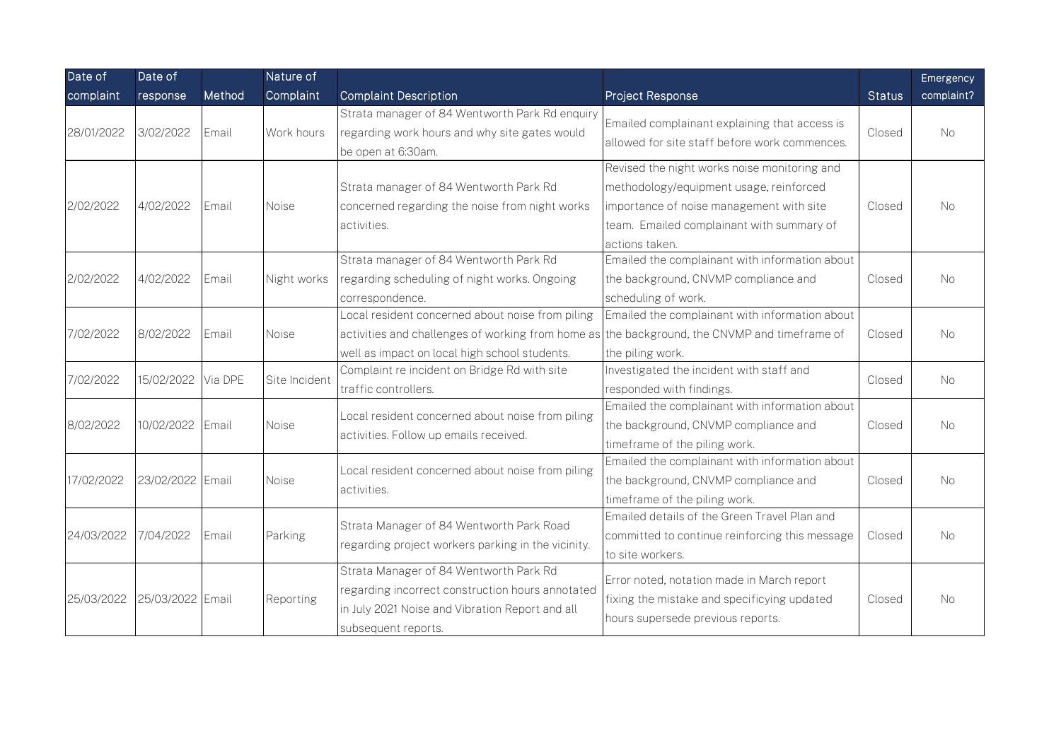| Date of complaint | Date of response | Method | Nature of Complaint | Complaint Description | Project Response | Status | Emergency complaint? |
|---|---|---|---|---|---|---|---|
| 28/01/2022 | 3/02/2022 | Email | Work hours | Strata manager of 84 Wentworth Park Rd enquiry regarding work hours and why site gates would be open at 6:30am. | Emailed complainant explaining that access is allowed for site staff before work commences. | Closed | No |
| 2/02/2022 | 4/02/2022 | Email | Noise | Strata manager of 84 Wentworth Park Rd concerned regarding the noise from night works activities. | Revised the night works noise monitoring and methodology/equipment usage, reinforced importance of noise management with site team. Emailed complainant with summary of actions taken. | Closed | No |
| 2/02/2022 | 4/02/2022 | Email | Night works | Strata manager of 84 Wentworth Park Rd regarding scheduling of night works. Ongoing correspondence. | Emailed the complainant with information about the background, CNVMP compliance and scheduling of work. | Closed | No |
| 7/02/2022 | 8/02/2022 | Email | Noise | Local resident concerned about noise from piling activities and challenges of working from home as well as impact on local high school students. | Emailed the complainant with information about the background, the CNVMP and timeframe of the piling work. | Closed | No |
| 7/02/2022 | 15/02/2022 | Via DPE | Site Incident | Complaint re incident on Bridge Rd with site traffic controllers. | Investigated the incident with staff and responded with findings. | Closed | No |
| 8/02/2022 | 10/02/2022 | Email | Noise | Local resident concerned about noise from piling activities. Follow up emails received. | Emailed the complainant with information about the background, CNVMP compliance and timeframe of the piling work. | Closed | No |
| 17/02/2022 | 23/02/2022 | Email | Noise | Local resident concerned about noise from piling activities. | Emailed the complainant with information about the background, CNVMP compliance and timeframe of the piling work. | Closed | No |
| 24/03/2022 | 7/04/2022 | Email | Parking | Strata Manager of 84 Wentworth Park Road regarding project workers parking in the vicinity. | Emailed details of the Green Travel Plan and committed to continue reinforcing this message to site workers. | Closed | No |
| 25/03/2022 | 25/03/2022 | Email | Reporting | Strata Manager of 84 Wentworth Park Rd regarding incorrect construction hours annotated in July 2021 Noise and Vibration Report and all subsequent reports. | Error noted, notation made in March report fixing the mistake and specificying updated hours supersede previous reports. | Closed | No |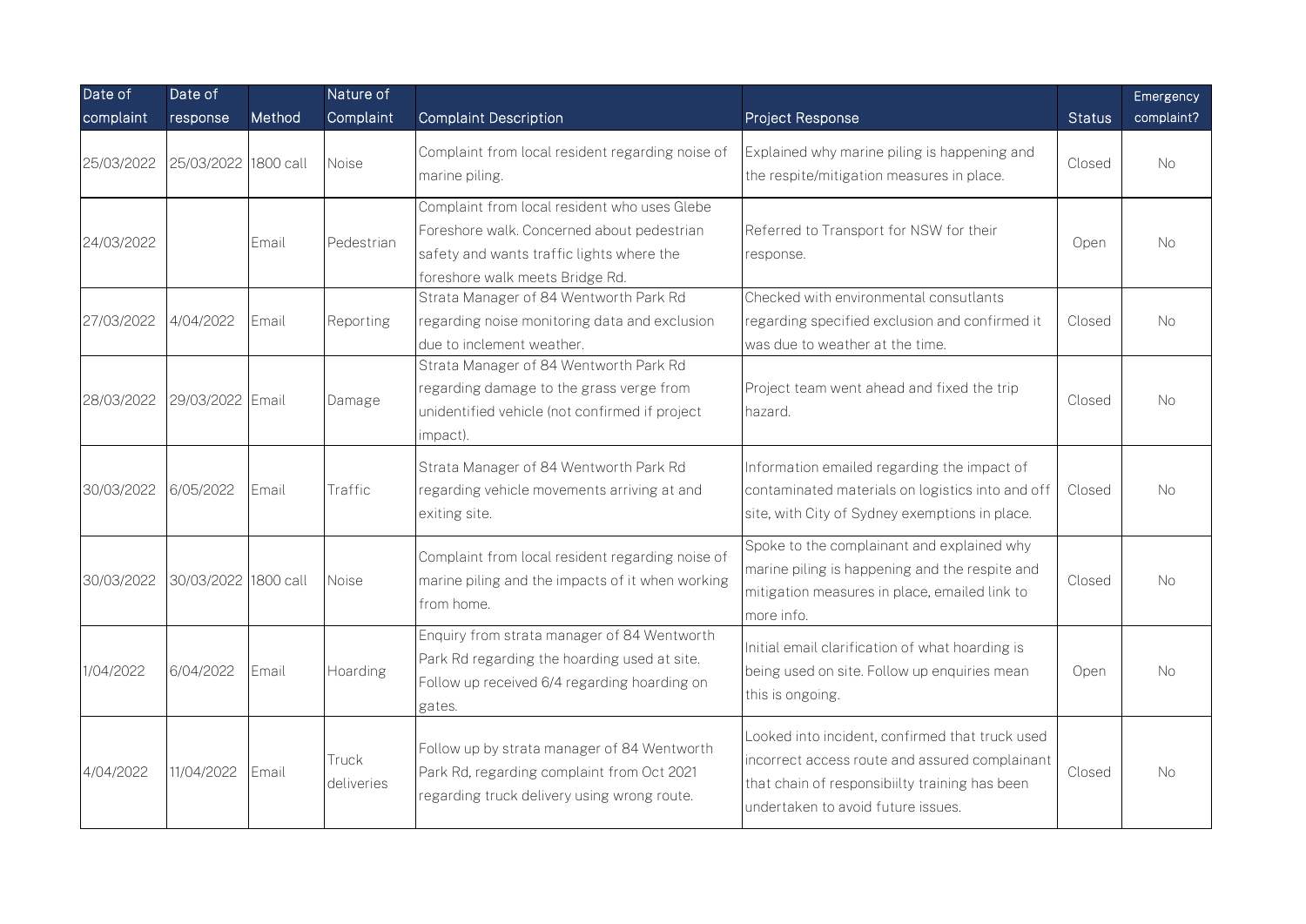| Date of complaint | Date of response | Method | Nature of Complaint | Complaint Description | Project Response | Status | Emergency complaint? |
|---|---|---|---|---|---|---|---|
| 25/03/2022 | 25/03/2022 | 1800 call | Noise | Complaint from local resident regarding noise of marine piling. | Explained why marine piling is happening and the respite/mitigation measures in place. | Closed | No |
| 24/03/2022 | | Email | Pedestrian | Complaint from local resident who uses Glebe Foreshore walk. Concerned about pedestrian safety and wants traffic lights where the foreshore walk meets Bridge Rd. | Referred to Transport for NSW for their response. | Open | No |
| 27/03/2022 | 4/04/2022 | Email | Reporting | Strata Manager of 84 Wentworth Park Rd regarding noise monitoring data and exclusion due to inclement weather. | Checked with environmental consultants regarding specified exclusion and confirmed it was due to weather at the time. | Closed | No |
| 28/03/2022 | 29/03/2022 | Email | Damage | Strata Manager of 84 Wentworth Park Rd regarding damage to the grass verge from unidentified vehicle (not confirmed if project impact). | Project team went ahead and fixed the trip hazard. | Closed | No |
| 30/03/2022 | 6/05/2022 | Email | Traffic | Strata Manager of 84 Wentworth Park Rd regarding vehicle movements arriving at and exiting site. | Information emailed regarding the impact of contaminated materials on logistics into and off site, with City of Sydney exemptions in place. | Closed | No |
| 30/03/2022 | 30/03/2022 | 1800 call | Noise | Complaint from local resident regarding noise of marine piling and the impacts of it when working from home. | Spoke to the complainant and explained why marine piling is happening and the respite and mitigation measures in place, emailed link to more info. | Closed | No |
| 1/04/2022 | 6/04/2022 | Email | Hoarding | Enquiry from strata manager of 84 Wentworth Park Rd regarding the hoarding used at site. Follow up received 6/4 regarding hoarding on gates. | Initial email clarification of what hoarding is being used on site. Follow up enquiries mean this is ongoing. | Open | No |
| 4/04/2022 | 11/04/2022 | Email | Truck deliveries | Follow up by strata manager of 84 Wentworth Park Rd, regarding complaint from Oct 2021 regarding truck delivery using wrong route. | Looked into incident, confirmed that truck used incorrect access route and assured complainant that chain of responsibiilty training has been undertaken to avoid future issues. | Closed | No |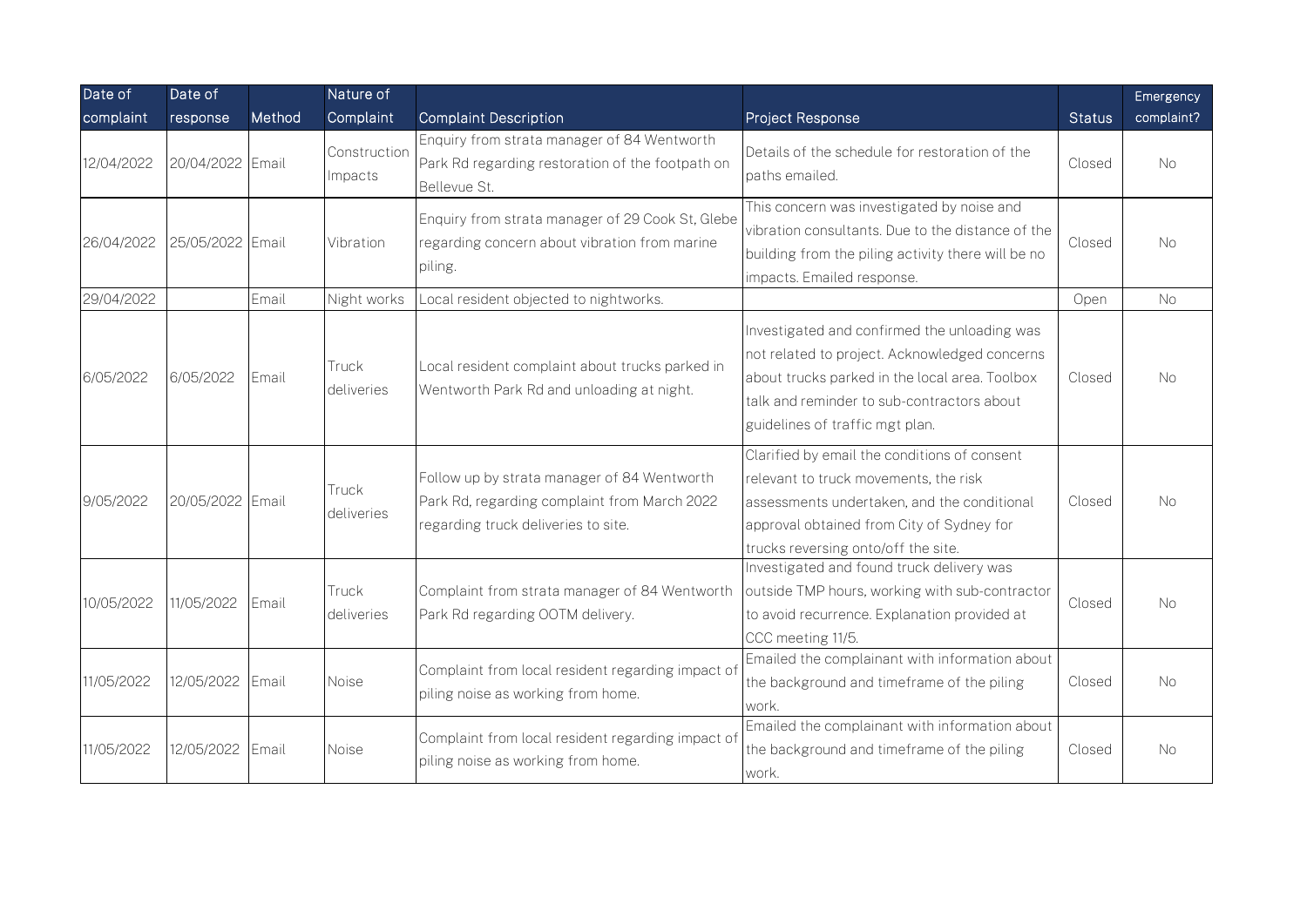| Date of complaint | Date of response | Method | Nature of Complaint | Complaint Description | Project Response | Status | Emergency complaint? |
|---|---|---|---|---|---|---|---|
| 12/04/2022 | 20/04/2022 | Email | Construction Impacts | Enquiry from strata manager of 84 Wentworth Park Rd regarding restoration of the footpath on Bellevue St. | Details of the schedule for restoration of the paths emailed. | Closed | No |
| 26/04/2022 | 25/05/2022 | Email | Vibration | Enquiry from strata manager of 29 Cook St, Glebe regarding concern about vibration from marine piling. | This concern was investigated by noise and vibration consultants. Due to the distance of the building from the piling activity there will be no impacts. Emailed response. | Closed | No |
| 29/04/2022 | | Email | Night works | Local resident objected to nightworks. | | Open | No |
| 6/05/2022 | 6/05/2022 | Email | Truck deliveries | Local resident complaint about trucks parked in Wentworth Park Rd and unloading at night. | Investigated and confirmed the unloading was not related to project. Acknowledged concerns about trucks parked in the local area. Toolbox talk and reminder to sub-contractors about guidelines of traffic mgt plan. | Closed | No |
| 9/05/2022 | 20/05/2022 | Email | Truck deliveries | Follow up by strata manager of 84 Wentworth Park Rd, regarding complaint from March 2022 regarding truck deliveries to site. | Clarified by email the conditions of consent relevant to truck movements, the risk assessments undertaken, and the conditional approval obtained from City of Sydney for trucks reversing onto/off the site. | Closed | No |
| 10/05/2022 | 11/05/2022 | Email | Truck deliveries | Complaint from strata manager of 84 Wentworth Park Rd regarding OOTM delivery. | Investigated and found truck delivery was outside TMP hours, working with sub-contractor to avoid recurrence. Explanation provided at CCC meeting 11/5. | Closed | No |
| 11/05/2022 | 12/05/2022 | Email | Noise | Complaint from local resident regarding impact of piling noise as working from home. | Emailed the complainant with information about the background and timeframe of the piling work. | Closed | No |
| 11/05/2022 | 12/05/2022 | Email | Noise | Complaint from local resident regarding impact of piling noise as working from home. | Emailed the complainant with information about the background and timeframe of the piling work. | Closed | No |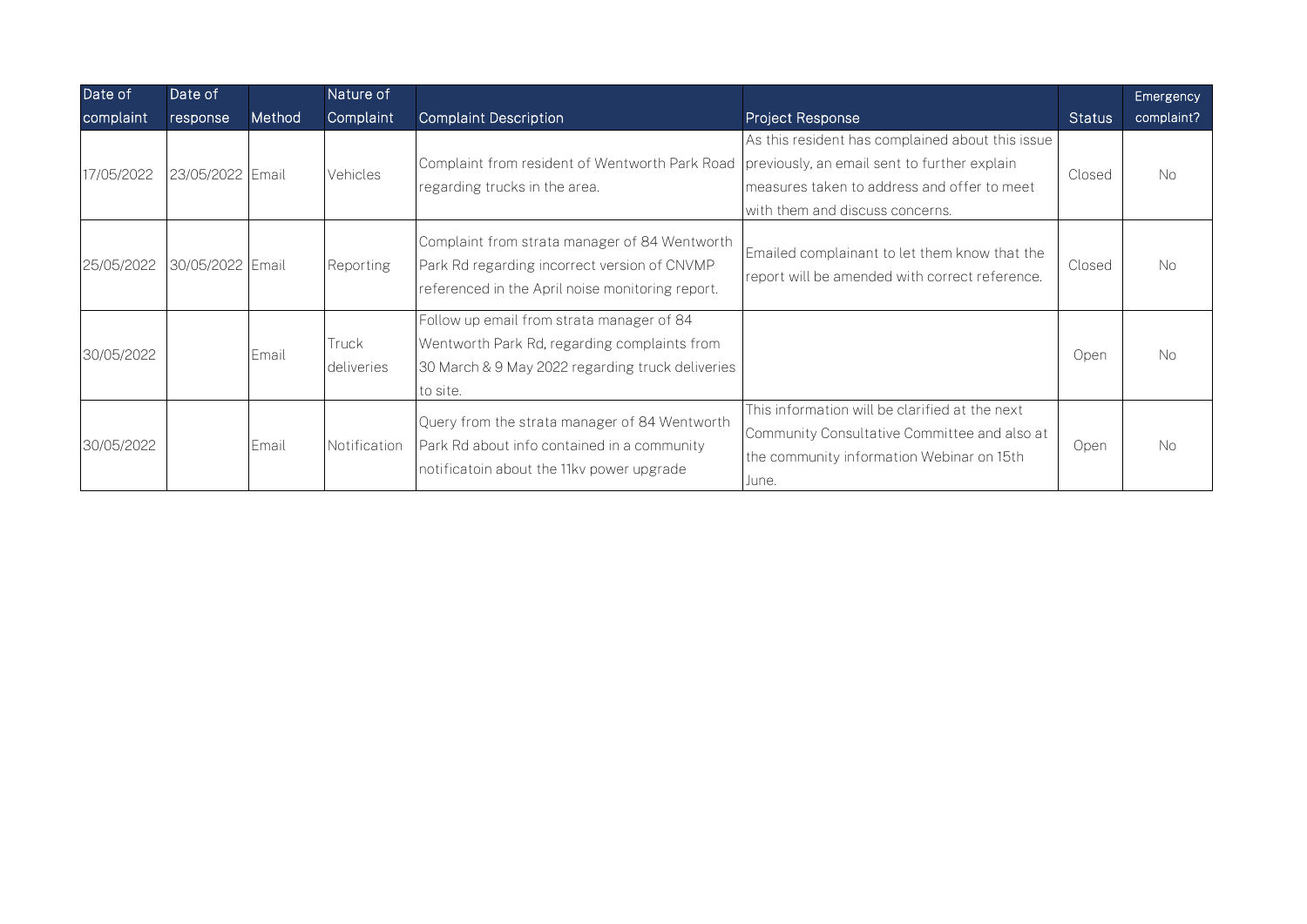| Date of complaint | Date of response | Method | Nature of Complaint | Complaint Description | Project Response | Status | Emergency complaint? |
|---|---|---|---|---|---|---|---|
| 17/05/2022 | 23/05/2022 | Email | Vehicles | Complaint from resident of Wentworth Park Road regarding trucks in the area. | As this resident has complained about this issue previously, an email sent to further explain measures taken to address and offer to meet with them and discuss concerns. | Closed | No |
| 25/05/2022 | 30/05/2022 | Email | Reporting | Complaint from strata manager of 84 Wentworth Park Rd regarding incorrect version of CNVMP referenced in the April noise monitoring report. | Emailed complainant to let them know that the report will be amended with correct reference. | Closed | No |
| 30/05/2022 | | Email | Truck deliveries | Follow up email from strata manager of 84 Wentworth Park Rd, regarding complaints from 30 March & 9 May 2022 regarding truck deliveries to site. | | Open | No |
| 30/05/2022 | | Email | Notification | Query from the strata manager of 84 Wentworth Park Rd about info contained in a community notificatoin about the 11kv power upgrade | This information will be clarified at the next Community Consultative Committee and also at the community information Webinar on 15th June. | Open | No |